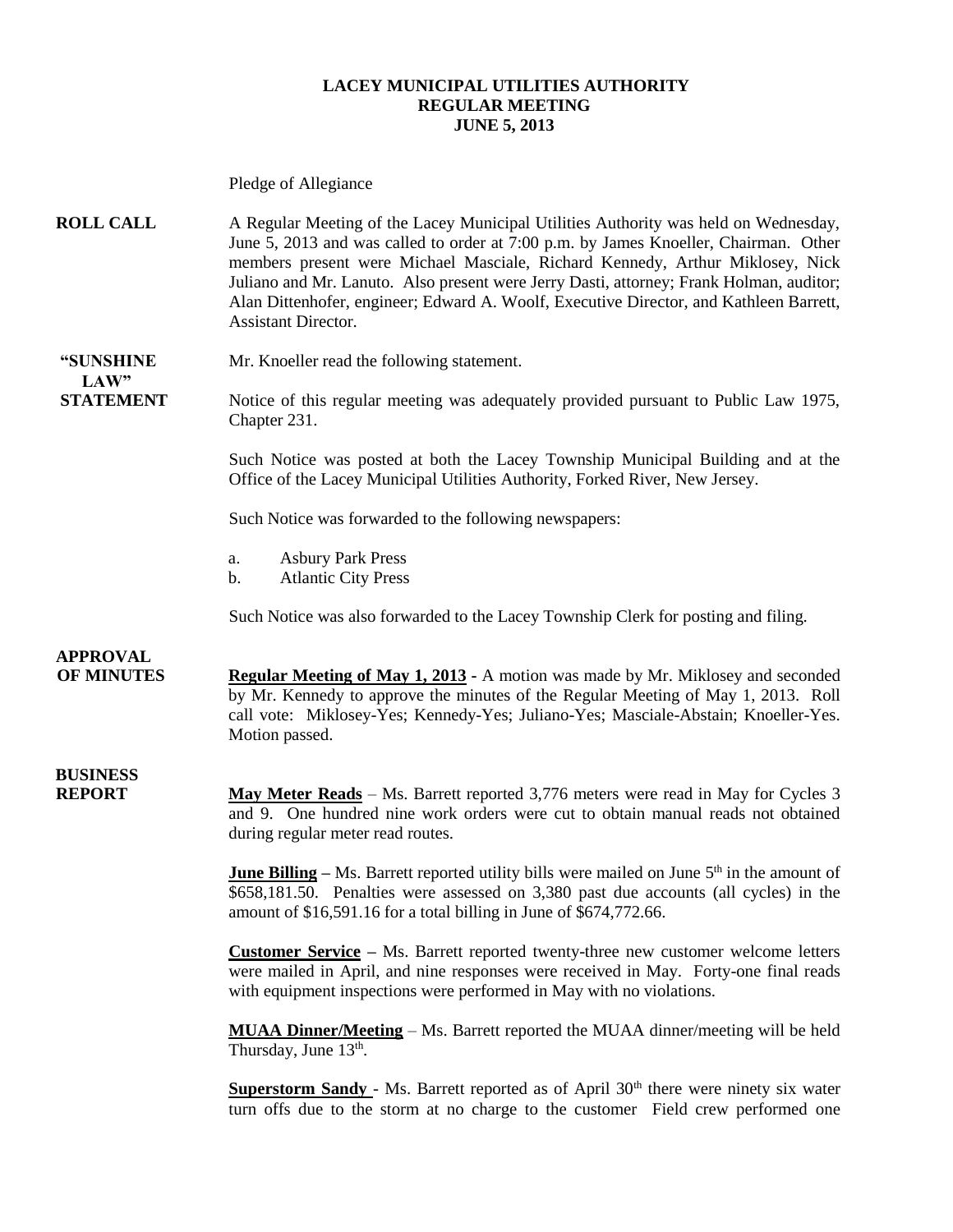# LACEY MUNICIPAL UTILITIES AUTHORITY
## REGULAR MEETING
## JUNE 5, 2013

Pledge of Allegiance

**ROLL CALL** A Regular Meeting of the Lacey Municipal Utilities Authority was held on Wednesday, June 5, 2013 and was called to order at 7:00 p.m. by James Knoeller, Chairman. Other members present were Michael Masciale, Richard Kennedy, Arthur Miklosey, Nick Juliano and Mr. Lanuto. Also present were Jerry Dasti, attorney; Frank Holman, auditor; Alan Dittenhofer, engineer; Edward A. Woolf, Executive Director, and Kathleen Barrett, Assistant Director.

**"SUNSHINE LAW" STATEMENT** Mr. Knoeller read the following statement.

Notice of this regular meeting was adequately provided pursuant to Public Law 1975, Chapter 231.

Such Notice was posted at both the Lacey Township Municipal Building and at the Office of the Lacey Municipal Utilities Authority, Forked River, New Jersey.

Such Notice was forwarded to the following newspapers:

a. Asbury Park Press
b. Atlantic City Press

Such Notice was also forwarded to the Lacey Township Clerk for posting and filing.

**APPROVAL OF MINUTES** **Regular Meeting of May 1, 2013** - A motion was made by Mr. Miklosey and seconded by Mr. Kennedy to approve the minutes of the Regular Meeting of May 1, 2013. Roll call vote: Miklosey-Yes; Kennedy-Yes; Juliano-Yes; Masciale-Abstain; Knoeller-Yes. Motion passed.

**BUSINESS REPORT** **May Meter Reads** – Ms. Barrett reported 3,776 meters were read in May for Cycles 3 and 9. One hundred nine work orders were cut to obtain manual reads not obtained during regular meter read routes.

**June Billing** – Ms. Barrett reported utility bills were mailed on June 5th in the amount of $658,181.50. Penalties were assessed on 3,380 past due accounts (all cycles) in the amount of $16,591.16 for a total billing in June of $674,772.66.

**Customer Service** – Ms. Barrett reported twenty-three new customer welcome letters were mailed in April, and nine responses were received in May. Forty-one final reads with equipment inspections were performed in May with no violations.

**MUAA Dinner/Meeting** – Ms. Barrett reported the MUAA dinner/meeting will be held Thursday, June 13th.

**Superstorm Sandy** - Ms. Barrett reported as of April 30th there were ninety six water turn offs due to the storm at no charge to the customer Field crew performed one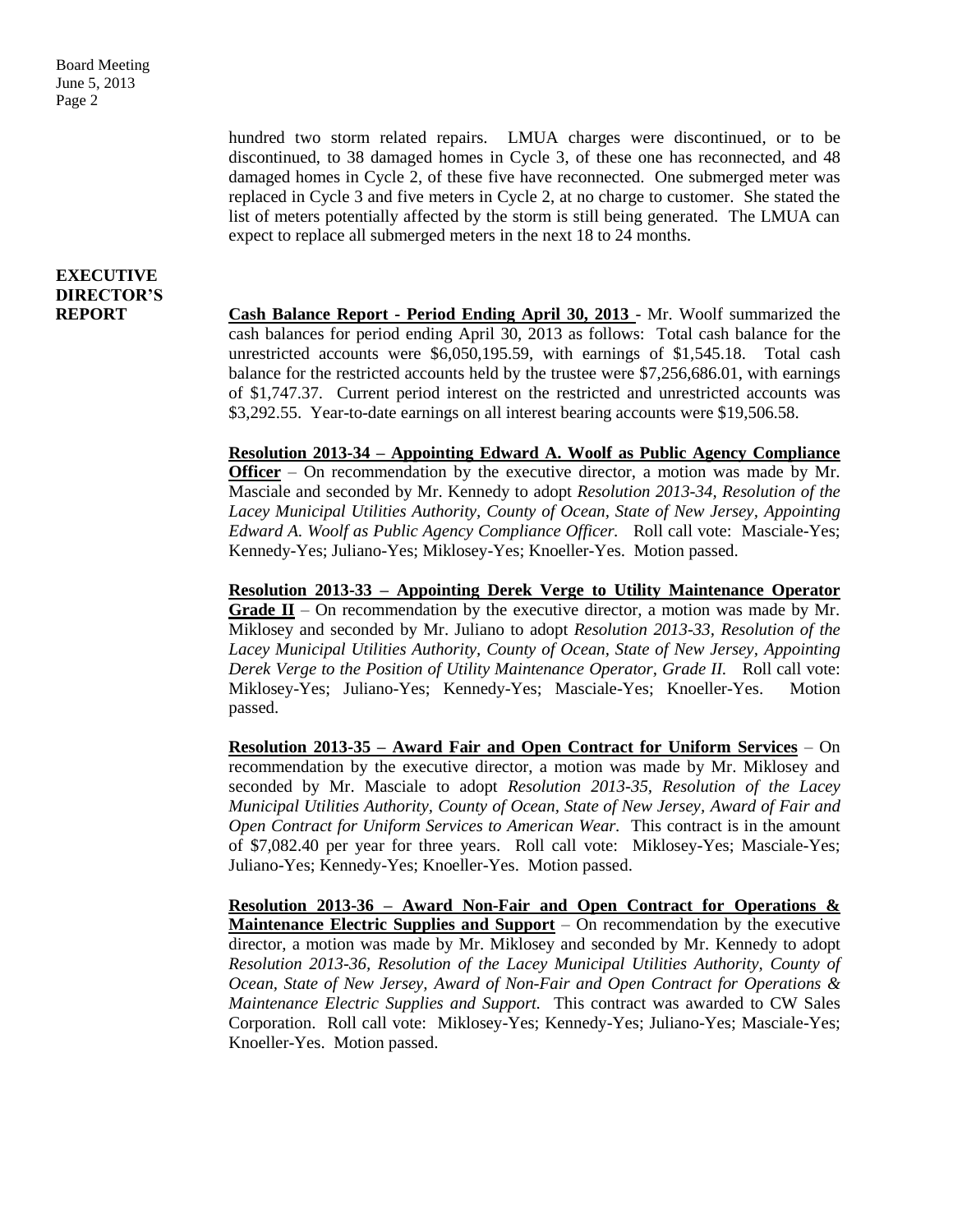hundred two storm related repairs. LMUA charges were discontinued, or to be discontinued, to 38 damaged homes in Cycle 3, of these one has reconnected, and 48 damaged homes in Cycle 2, of these five have reconnected. One submerged meter was replaced in Cycle 3 and five meters in Cycle 2, at no charge to customer. She stated the list of meters potentially affected by the storm is still being generated. The LMUA can expect to replace all submerged meters in the next 18 to 24 months.

**EXECUTIVE DIRECTOR'S REPORT**

**Cash Balance Report - Period Ending April 30, 2013** - Mr. Woolf summarized the cash balances for period ending April 30, 2013 as follows: Total cash balance for the unrestricted accounts were $6,050,195.59, with earnings of $1,545.18. Total cash balance for the restricted accounts held by the trustee were $7,256,686.01, with earnings of $1,747.37. Current period interest on the restricted and unrestricted accounts was $3,292.55. Year-to-date earnings on all interest bearing accounts were $19,506.58.

**Resolution 2013-34 – Appointing Edward A. Woolf as Public Agency Compliance Officer** – On recommendation by the executive director, a motion was made by Mr. Masciale and seconded by Mr. Kennedy to adopt *Resolution 2013-34, Resolution of the Lacey Municipal Utilities Authority, County of Ocean, State of New Jersey, Appointing Edward A. Woolf as Public Agency Compliance Officer.* Roll call vote: Masciale-Yes; Kennedy-Yes; Juliano-Yes; Miklosey-Yes; Knoeller-Yes. Motion passed.

**Resolution 2013-33 – Appointing Derek Verge to Utility Maintenance Operator Grade II** – On recommendation by the executive director, a motion was made by Mr. Miklosey and seconded by Mr. Juliano to adopt *Resolution 2013-33, Resolution of the Lacey Municipal Utilities Authority, County of Ocean, State of New Jersey, Appointing Derek Verge to the Position of Utility Maintenance Operator, Grade II.* Roll call vote: Miklosey-Yes; Juliano-Yes; Kennedy-Yes; Masciale-Yes; Knoeller-Yes. Motion passed.

**Resolution 2013-35 – Award Fair and Open Contract for Uniform Services** – On recommendation by the executive director, a motion was made by Mr. Miklosey and seconded by Mr. Masciale to adopt *Resolution 2013-35, Resolution of the Lacey Municipal Utilities Authority, County of Ocean, State of New Jersey, Award of Fair and Open Contract for Uniform Services to American Wear.* This contract is in the amount of $7,082.40 per year for three years. Roll call vote: Miklosey-Yes; Masciale-Yes; Juliano-Yes; Kennedy-Yes; Knoeller-Yes. Motion passed.

**Resolution 2013-36 – Award Non-Fair and Open Contract for Operations & Maintenance Electric Supplies and Support** – On recommendation by the executive director, a motion was made by Mr. Miklosey and seconded by Mr. Kennedy to adopt *Resolution 2013-36, Resolution of the Lacey Municipal Utilities Authority, County of Ocean, State of New Jersey, Award of Non-Fair and Open Contract for Operations & Maintenance Electric Supplies and Support.* This contract was awarded to CW Sales Corporation. Roll call vote: Miklosey-Yes; Kennedy-Yes; Juliano-Yes; Masciale-Yes; Knoeller-Yes. Motion passed.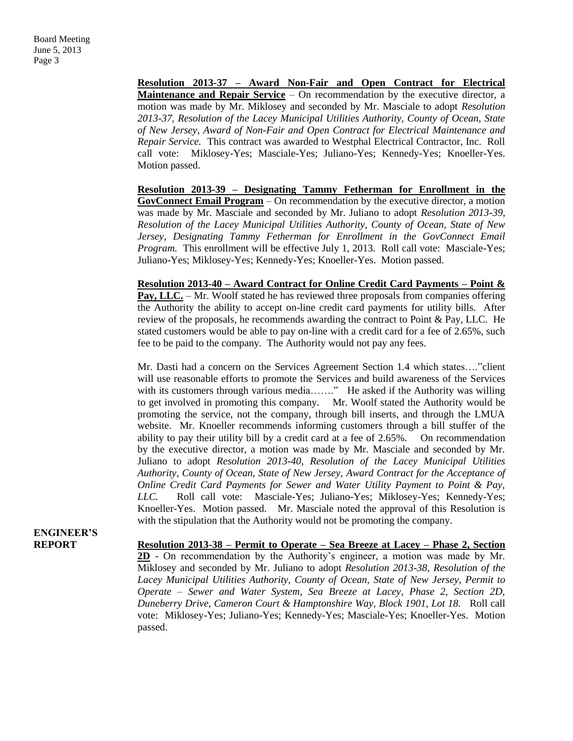**Resolution 2013-37 – Award Non-Fair and Open Contract for Electrical Maintenance and Repair Service** – On recommendation by the executive director, a motion was made by Mr. Miklosey and seconded by Mr. Masciale to adopt *Resolution 2013-37, Resolution of the Lacey Municipal Utilities Authority, County of Ocean, State of New Jersey, Award of Non-Fair and Open Contract for Electrical Maintenance and Repair Service.* This contract was awarded to Westphal Electrical Contractor, Inc. Roll call vote: Miklosey-Yes; Masciale-Yes; Juliano-Yes; Kennedy-Yes; Knoeller-Yes. Motion passed.

**Resolution 2013-39 – Designating Tammy Fetherman for Enrollment in the GovConnect Email Program** – On recommendation by the executive director, a motion was made by Mr. Masciale and seconded by Mr. Juliano to adopt *Resolution 2013-39, Resolution of the Lacey Municipal Utilities Authority, County of Ocean, State of New Jersey, Designating Tammy Fetherman for Enrollment in the GovConnect Email Program.* This enrollment will be effective July 1, 2013. Roll call vote: Masciale-Yes; Juliano-Yes; Miklosey-Yes; Kennedy-Yes; Knoeller-Yes. Motion passed.

**Resolution 2013-40 – Award Contract for Online Credit Card Payments – Point & Pay, LLC.** – Mr. Woolf stated he has reviewed three proposals from companies offering the ability to accept on-line credit card payments for utility bills. After review of the proposals, he recommends awarding the contract to Point & Pay, LLC. He stated customers would be able to pay on-line with a credit card for a fee of 2.65%, such fee to be paid to the company. The Authority would not pay any fees.

Mr. Dasti had a concern on the Services Agreement Section 1.4 which states…."client will use reasonable efforts to promote the Services and build awareness of the Services with its customers through various media……." He asked if the Authority was willing to get involved in promoting this company. Mr. Woolf stated the Authority would be promoting the service, not the company, through bill inserts, and through the LMUA website. Mr. Knoeller recommends informing customers through a bill stuffer of the ability to pay their utility bill by a credit card at a fee of 2.65%. On recommendation by the executive director, a motion was made by Mr. Masciale and seconded by Mr. Juliano to adopt *Resolution 2013-40, Resolution of the Lacey Municipal Utilities Authority, County of Ocean, State of New Jersey, Award Contract for the Acceptance of Online Credit Card Payments for Sewer and Water Utility Payment to Point & Pay, LLC.* Roll call vote: Masciale-Yes; Juliano-Yes; Miklosey-Yes; Kennedy-Yes; Knoeller-Yes. Motion passed. Mr. Masciale noted the approval of this Resolution is with the stipulation that the Authority would not be promoting the company.

**ENGINEER'S REPORT**

**Resolution 2013-38 – Permit to Operate – Sea Breeze at Lacey – Phase 2, Section 2D** - On recommendation by the Authority's engineer, a motion was made by Mr. Miklosey and seconded by Mr. Juliano to adopt *Resolution 2013-38, Resolution of the Lacey Municipal Utilities Authority, County of Ocean, State of New Jersey, Permit to Operate – Sewer and Water System, Sea Breeze at Lacey, Phase 2, Section 2D, Duneberry Drive, Cameron Court & Hamptonshire Way, Block 1901, Lot 18.* Roll call vote: Miklosey-Yes; Juliano-Yes; Kennedy-Yes; Masciale-Yes; Knoeller-Yes. Motion passed.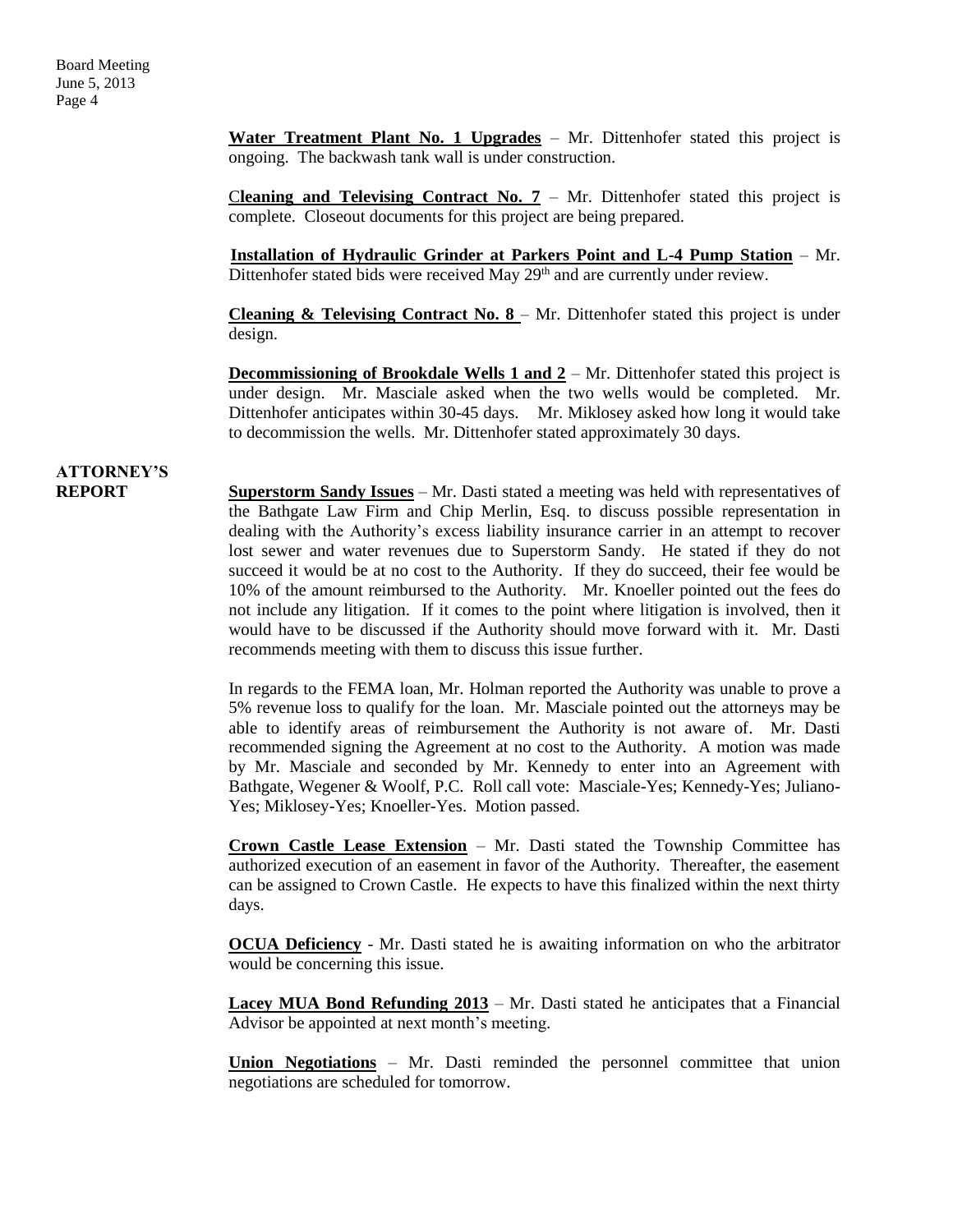**Water Treatment Plant No. 1 Upgrades** – Mr. Dittenhofer stated this project is ongoing. The backwash tank wall is under construction.

**Cleaning and Televising Contract No. 7** – Mr. Dittenhofer stated this project is complete. Closeout documents for this project are being prepared.

**Installation of Hydraulic Grinder at Parkers Point and L-4 Pump Station** – Mr. Dittenhofer stated bids were received May 29th and are currently under review.

**Cleaning & Televising Contract No. 8** – Mr. Dittenhofer stated this project is under design.

**Decommissioning of Brookdale Wells 1 and 2** – Mr. Dittenhofer stated this project is under design. Mr. Masciale asked when the two wells would be completed. Mr. Dittenhofer anticipates within 30-45 days. Mr. Miklosey asked how long it would take to decommission the wells. Mr. Dittenhofer stated approximately 30 days.

## ATTORNEY'S REPORT

**Superstorm Sandy Issues** – Mr. Dasti stated a meeting was held with representatives of the Bathgate Law Firm and Chip Merlin, Esq. to discuss possible representation in dealing with the Authority's excess liability insurance carrier in an attempt to recover lost sewer and water revenues due to Superstorm Sandy. He stated if they do not succeed it would be at no cost to the Authority. If they do succeed, their fee would be 10% of the amount reimbursed to the Authority. Mr. Knoeller pointed out the fees do not include any litigation. If it comes to the point where litigation is involved, then it would have to be discussed if the Authority should move forward with it. Mr. Dasti recommends meeting with them to discuss this issue further.

In regards to the FEMA loan, Mr. Holman reported the Authority was unable to prove a 5% revenue loss to qualify for the loan. Mr. Masciale pointed out the attorneys may be able to identify areas of reimbursement the Authority is not aware of. Mr. Dasti recommended signing the Agreement at no cost to the Authority. A motion was made by Mr. Masciale and seconded by Mr. Kennedy to enter into an Agreement with Bathgate, Wegener & Woolf, P.C. Roll call vote: Masciale-Yes; Kennedy-Yes; Juliano-Yes; Miklosey-Yes; Knoeller-Yes. Motion passed.

**Crown Castle Lease Extension** – Mr. Dasti stated the Township Committee has authorized execution of an easement in favor of the Authority. Thereafter, the easement can be assigned to Crown Castle. He expects to have this finalized within the next thirty days.

**OCUA Deficiency** - Mr. Dasti stated he is awaiting information on who the arbitrator would be concerning this issue.

**Lacey MUA Bond Refunding 2013** – Mr. Dasti stated he anticipates that a Financial Advisor be appointed at next month's meeting.

**Union Negotiations** – Mr. Dasti reminded the personnel committee that union negotiations are scheduled for tomorrow.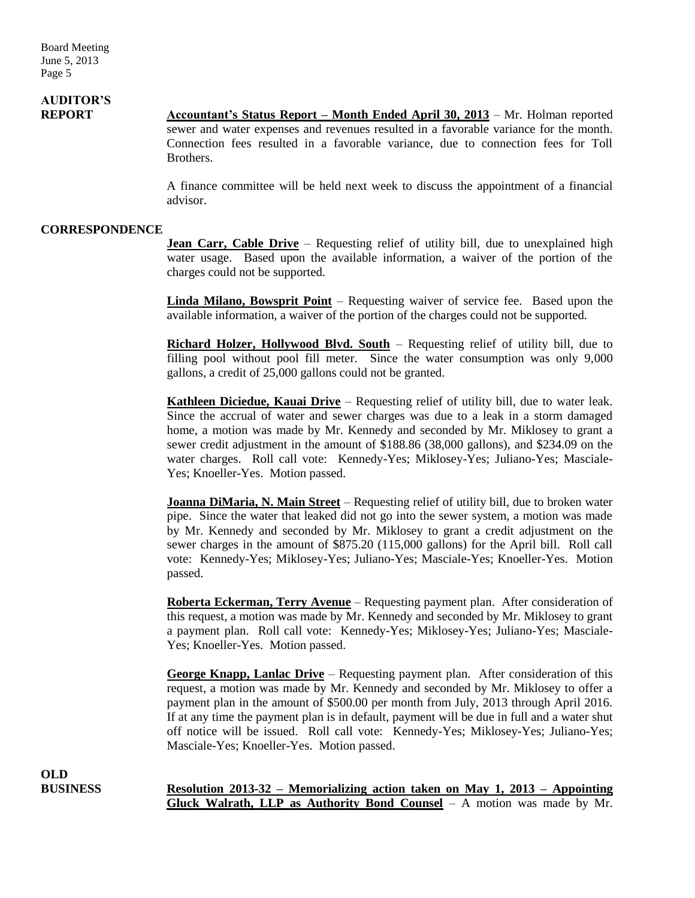## AUDITOR'S REPORT

**Accountant's Status Report – Month Ended April 30, 2013** – Mr. Holman reported sewer and water expenses and revenues resulted in a favorable variance for the month. Connection fees resulted in a favorable variance, due to connection fees for Toll Brothers.

A finance committee will be held next week to discuss the appointment of a financial advisor.

## CORRESPONDENCE

**Jean Carr, Cable Drive** – Requesting relief of utility bill, due to unexplained high water usage. Based upon the available information, a waiver of the portion of the charges could not be supported.

**Linda Milano, Bowsprit Point** – Requesting waiver of service fee. Based upon the available information, a waiver of the portion of the charges could not be supported.

**Richard Holzer, Hollywood Blvd. South** – Requesting relief of utility bill, due to filling pool without pool fill meter. Since the water consumption was only 9,000 gallons, a credit of 25,000 gallons could not be granted.

**Kathleen Diciedue, Kauai Drive** – Requesting relief of utility bill, due to water leak. Since the accrual of water and sewer charges was due to a leak in a storm damaged home, a motion was made by Mr. Kennedy and seconded by Mr. Miklosey to grant a sewer credit adjustment in the amount of $188.86 (38,000 gallons), and $234.09 on the water charges. Roll call vote: Kennedy-Yes; Miklosey-Yes; Juliano-Yes; Masciale-Yes; Knoeller-Yes. Motion passed.

**Joanna DiMaria, N. Main Street** – Requesting relief of utility bill, due to broken water pipe. Since the water that leaked did not go into the sewer system, a motion was made by Mr. Kennedy and seconded by Mr. Miklosey to grant a credit adjustment on the sewer charges in the amount of $875.20 (115,000 gallons) for the April bill. Roll call vote: Kennedy-Yes; Miklosey-Yes; Juliano-Yes; Masciale-Yes; Knoeller-Yes. Motion passed.

**Roberta Eckerman, Terry Avenue** – Requesting payment plan. After consideration of this request, a motion was made by Mr. Kennedy and seconded by Mr. Miklosey to grant a payment plan. Roll call vote: Kennedy-Yes; Miklosey-Yes; Juliano-Yes; Masciale-Yes; Knoeller-Yes. Motion passed.

**George Knapp, Lanlac Drive** – Requesting payment plan. After consideration of this request, a motion was made by Mr. Kennedy and seconded by Mr. Miklosey to offer a payment plan in the amount of $500.00 per month from July, 2013 through April 2016. If at any time the payment plan is in default, payment will be due in full and a water shut off notice will be issued. Roll call vote: Kennedy-Yes; Miklosey-Yes; Juliano-Yes; Masciale-Yes; Knoeller-Yes. Motion passed.

## OLD BUSINESS

**Resolution 2013-32 – Memorializing action taken on May 1, 2013 – Appointing Gluck Walrath, LLP as Authority Bond Counsel** – A motion was made by Mr.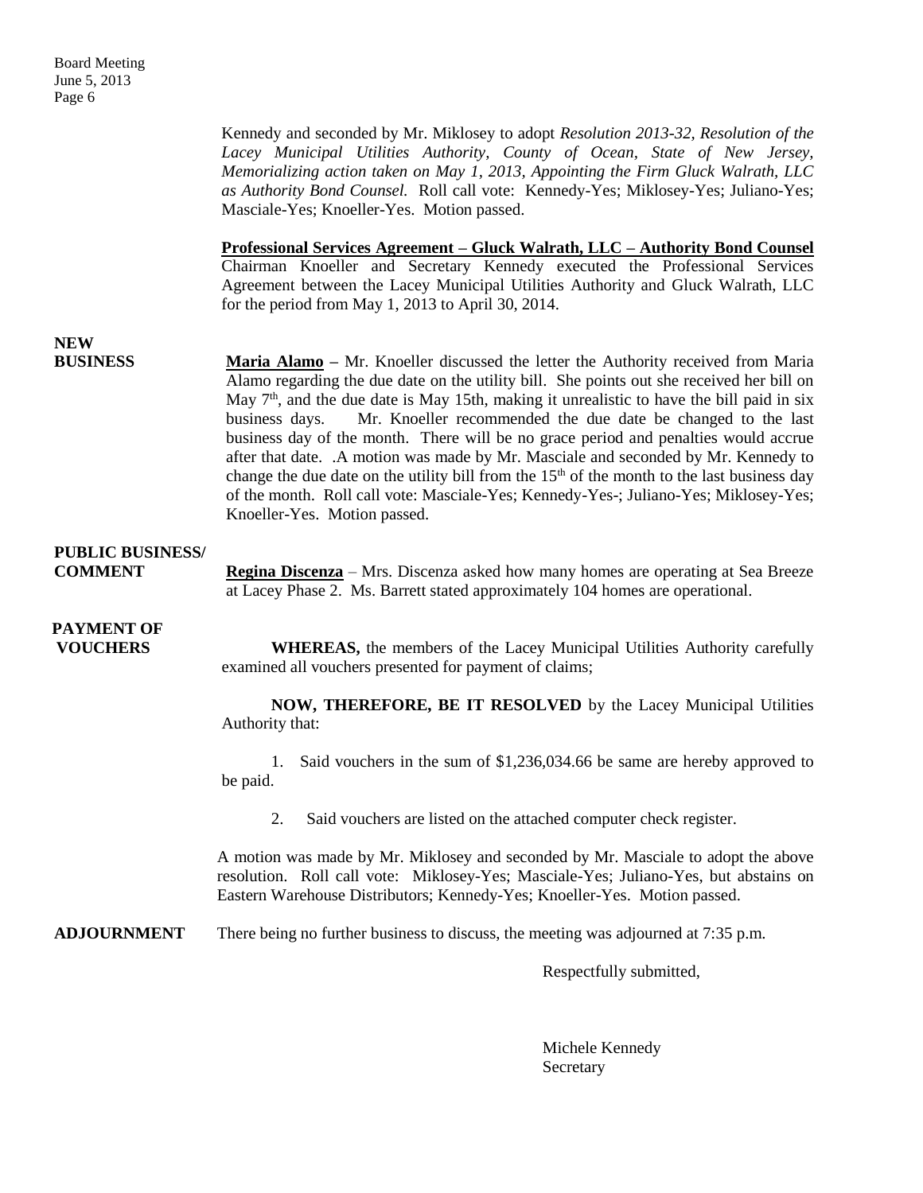Kennedy and seconded by Mr. Miklosey to adopt *Resolution 2013-32, Resolution of the Lacey Municipal Utilities Authority, County of Ocean, State of New Jersey, Memorializing action taken on May 1, 2013, Appointing the Firm Gluck Walrath, LLC as Authority Bond Counsel.* Roll call vote: Kennedy-Yes; Miklosey-Yes; Juliano-Yes; Masciale-Yes; Knoeller-Yes. Motion passed.

**Professional Services Agreement – Gluck Walrath, LLC – Authority Bond Counsel**
Chairman Knoeller and Secretary Kennedy executed the Professional Services Agreement between the Lacey Municipal Utilities Authority and Gluck Walrath, LLC for the period from May 1, 2013 to April 30, 2014.

**NEW BUSINESS**

**Maria Alamo** – Mr. Knoeller discussed the letter the Authority received from Maria Alamo regarding the due date on the utility bill. She points out she received her bill on May 7th, and the due date is May 15th, making it unrealistic to have the bill paid in six business days. Mr. Knoeller recommended the due date be changed to the last business day of the month. There will be no grace period and penalties would accrue after that date. .A motion was made by Mr. Masciale and seconded by Mr. Kennedy to change the due date on the utility bill from the 15th of the month to the last business day of the month. Roll call vote: Masciale-Yes; Kennedy-Yes-; Juliano-Yes; Miklosey-Yes; Knoeller-Yes. Motion passed.

**PUBLIC BUSINESS/ COMMENT**

**Regina Discenza** – Mrs. Discenza asked how many homes are operating at Sea Breeze at Lacey Phase 2. Ms. Barrett stated approximately 104 homes are operational.

**PAYMENT OF VOUCHERS**

**WHEREAS,** the members of the Lacey Municipal Utilities Authority carefully examined all vouchers presented for payment of claims;

**NOW, THEREFORE, BE IT RESOLVED** by the Lacey Municipal Utilities Authority that:

1. Said vouchers in the sum of $1,236,034.66 be same are hereby approved to be paid.

2. Said vouchers are listed on the attached computer check register.

A motion was made by Mr. Miklosey and seconded by Mr. Masciale to adopt the above resolution. Roll call vote: Miklosey-Yes; Masciale-Yes; Juliano-Yes, but abstains on Eastern Warehouse Distributors; Kennedy-Yes; Knoeller-Yes. Motion passed.

**ADJOURNMENT** There being no further business to discuss, the meeting was adjourned at 7:35 p.m.

Respectfully submitted,

Michele Kennedy
Secretary